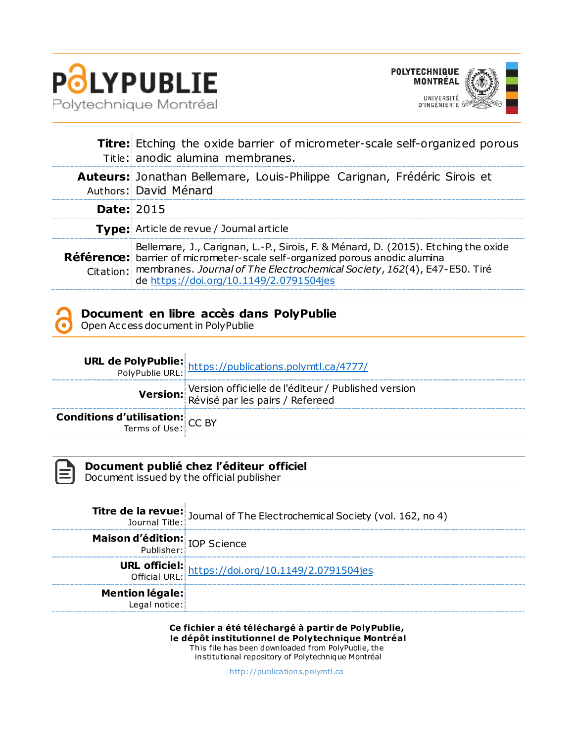**POLYPUBLIE**
Polytechnique Montréal

POLYTECHNIQUE MONTRÉAL
UNIVERSITÉ D'INGÉNIERIE

| | |
|---|---|
| **Titre:** Title: | Etching the oxide barrier of micrometer-scale self-organized porous anodic alumina membranes. |
| **Auteurs:** Authors: | Jonathan Bellemare, Louis-Philippe Carignan, Frédéric Sirois et David Ménard |
| **Date:** | 2015 |
| **Type:** | Article de revue / Journal article |
| **Référence:** Citation: | Bellemare, J., Carignan, L.-P., Sirois, F. & Ménard, D. (2015). Etching the oxide barrier of micrometer-scale self-organized porous anodic alumina membranes. *Journal of The Electrochemical Society*, *162*(4), E47-E50. Tiré de https://doi.org/10.1149/2.0791504jes |

## Document en libre accès dans PolyPublie
Open Access document in PolyPublie

| | |
|---|---|
| **URL de PolyPublie:** PolyPublie URL: | https://publications.polymtl.ca/4777/ |
| **Version:** | Version officielle de l'éditeur / Published version<br>Révisé par les pairs / Refereed |
| **Conditions d'utilisation:** Terms of Use: | CC BY |

## Document publié chez l'éditeur officiel
Document issued by the official publisher

| | |
|---|---|
| **Titre de la revue:** Journal Title: | Journal of The Electrochemical Society (vol. 162, no 4) |
| **Maison d'édition:** Publisher: | IOP Science |
| **URL officiel:** Official URL: | https://doi.org/10.1149/2.0791504jes |
| **Mention légale:** Legal notice: | |

**Ce fichier a été téléchargé à partir de PolyPublie, le dépôt institutionnel de Polytechnique Montréal**
This file has been downloaded from PolyPublie, the institutional repository of Polytechnique Montréal

http://publications.polymtl.ca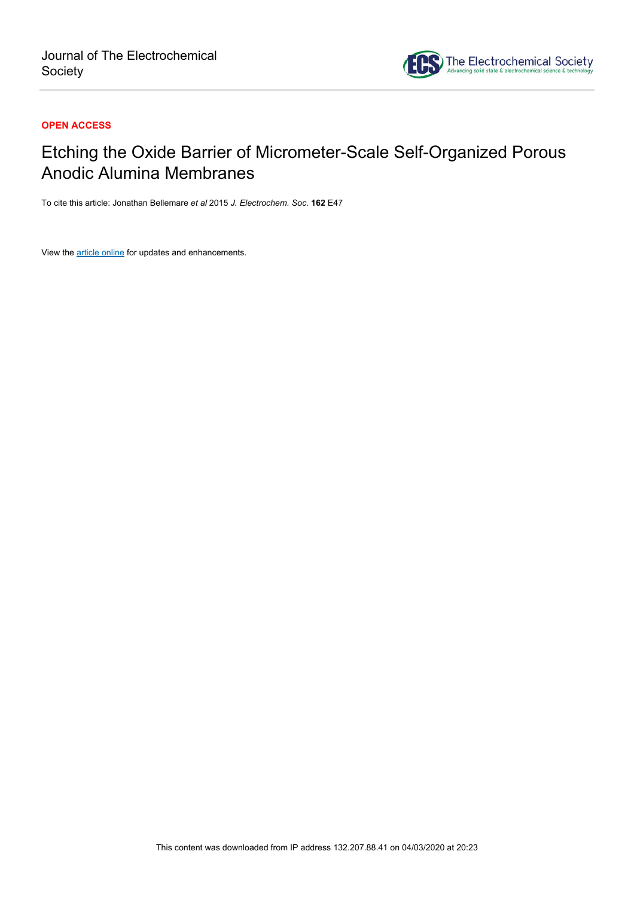Journal of The Electrochemical Society

**OPEN ACCESS**

# Etching the Oxide Barrier of Micrometer-Scale Self-Organized Porous Anodic Alumina Membranes

To cite this article: Jonathan Bellemare *et al* 2015 *J. Electrochem. Soc.* **162** E47

View the article online for updates and enhancements.

This content was downloaded from IP address 132.207.88.41 on 04/03/2020 at 20:23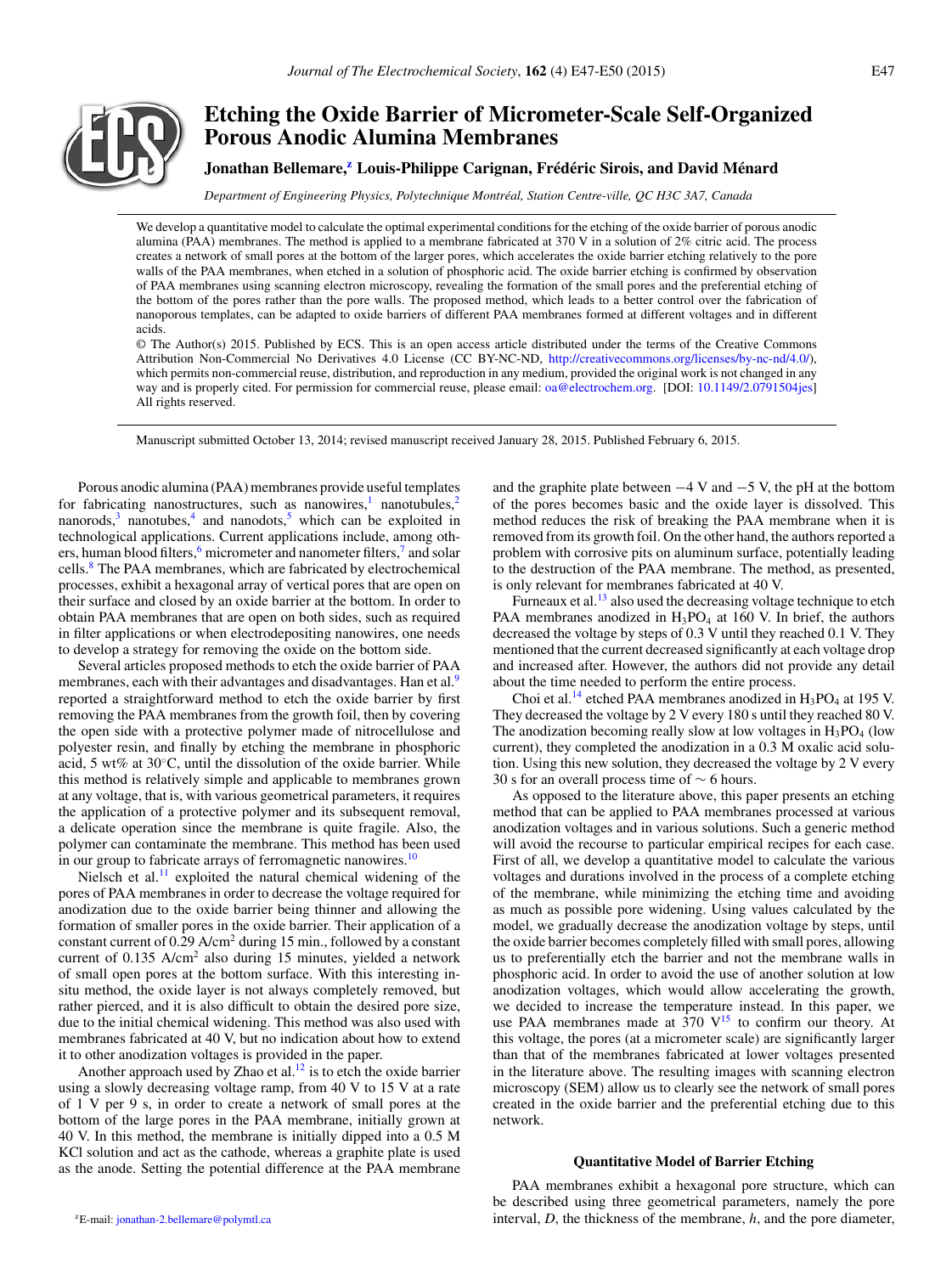# Etching the Oxide Barrier of Micrometer-Scale Self-Organized Porous Anodic Alumina Membranes

**Jonathan Bellemare,[z] Louis-Philippe Carignan, Frédéric Sirois, and David Ménard**

*Department of Engineering Physics, Polytechnique Montréal, Station Centre-ville, QC H3C 3A7, Canada*

We develop a quantitative model to calculate the optimal experimental conditions for the etching of the oxide barrier of porous anodic alumina (PAA) membranes. The method is applied to a membrane fabricated at 370 V in a solution of 2% citric acid. The process creates a network of small pores at the bottom of the larger pores, which accelerates the oxide barrier etching relatively to the pore walls of the PAA membranes, when etched in a solution of phosphoric acid. The oxide barrier etching is confirmed by observation of PAA membranes using scanning electron microscopy, revealing the formation of the small pores and the preferential etching of the bottom of the pores rather than the pore walls. The proposed method, which leads to a better control over the fabrication of nanoporous templates, can be adapted to oxide barriers of different PAA membranes formed at different voltages and in different acids.

© The Author(s) 2015. Published by ECS. This is an open access article distributed under the terms of the Creative Commons Attribution Non-Commercial No Derivatives 4.0 License (CC BY-NC-ND, http://creativecommons.org/licenses/by-nc-nd/4.0/), which permits non-commercial reuse, distribution, and reproduction in any medium, provided the original work is not changed in any way and is properly cited. For permission for commercial reuse, please email: oa@electrochem.org. [DOI: 10.1149/2.0791504jes] All rights reserved.

Manuscript submitted October 13, 2014; revised manuscript received January 28, 2015. Published February 6, 2015.

Porous anodic alumina (PAA) membranes provide useful templates for fabricating nanostructures, such as nanowires,[1] nanotubules,[2] nanorods,[3] nanotubes,[4] and nanodots,[5] which can be exploited in technological applications. Current applications include, among others, human blood filters,[6] micrometer and nanometer filters,[7] and solar cells.[8] The PAA membranes, which are fabricated by electrochemical processes, exhibit a hexagonal array of vertical pores that are open on their surface and closed by an oxide barrier at the bottom. In order to obtain PAA membranes that are open on both sides, such as required in filter applications or when electrodepositing nanowires, one needs to develop a strategy for removing the oxide on the bottom side.

Several articles proposed methods to etch the oxide barrier of PAA membranes, each with their advantages and disadvantages. Han et al.[9] reported a straightforward method to etch the oxide barrier by first removing the PAA membranes from the growth foil, then by covering the open side with a protective polymer made of nitrocellulose and polyester resin, and finally by etching the membrane in phosphoric acid, 5 wt% at 30°C, until the dissolution of the oxide barrier. While this method is relatively simple and applicable to membranes grown at any voltage, that is, with various geometrical parameters, it requires the application of a protective polymer and its subsequent removal, a delicate operation since the membrane is quite fragile. Also, the polymer can contaminate the membrane. This method has been used in our group to fabricate arrays of ferromagnetic nanowires.[10]

Nielsch et al.[11] exploited the natural chemical widening of the pores of PAA membranes in order to decrease the voltage required for anodization due to the oxide barrier being thinner and allowing the formation of smaller pores in the oxide barrier. Their application of a constant current of 0.29 A/cm$^2$ during 15 min., followed by a constant current of 0.135 A/cm$^2$ also during 15 minutes, yielded a network of small open pores at the bottom surface. With this interesting in-situ method, the oxide layer is not always completely removed, but rather pierced, and it is also difficult to obtain the desired pore size, due to the initial chemical widening. This method was also used with membranes fabricated at 40 V, but no indication about how to extend it to other anodization voltages is provided in the paper.

Another approach used by Zhao et al.[12] is to etch the oxide barrier using a slowly decreasing voltage ramp, from 40 V to 15 V at a rate of 1 V per 9 s, in order to create a network of small pores at the bottom of the large pores in the PAA membrane, initially grown at 40 V. In this method, the membrane is initially dipped into a 0.5 M KCl solution and act as the cathode, whereas a graphite plate is used as the anode. Setting the potential difference at the PAA membrane and the graphite plate between −4 V and −5 V, the pH at the bottom of the pores becomes basic and the oxide layer is dissolved. This method reduces the risk of breaking the PAA membrane when it is removed from its growth foil. On the other hand, the authors reported a problem with corrosive pits on aluminum surface, potentially leading to the destruction of the PAA membrane. The method, as presented, is only relevant for membranes fabricated at 40 V.

Furneaux et al.[13] also used the decreasing voltage technique to etch PAA membranes anodized in $H_3PO_4$ at 160 V. In brief, the authors decreased the voltage by steps of 0.3 V until they reached 0.1 V. They mentioned that the current decreased significantly at each voltage drop and increased after. However, the authors did not provide any detail about the time needed to perform the entire process.

Choi et al.[14] etched PAA membranes anodized in $H_3PO_4$ at 195 V. They decreased the voltage by 2 V every 180 s until they reached 80 V. The anodization becoming really slow at low voltages in $H_3PO_4$ (low current), they completed the anodization in a 0.3 M oxalic acid solution. Using this new solution, they decreased the voltage by 2 V every 30 s for an overall process time of ∼ 6 hours.

As opposed to the literature above, this paper presents an etching method that can be applied to PAA membranes processed at various anodization voltages and in various solutions. Such a generic method will avoid the recourse to particular empirical recipes for each case. First of all, we develop a quantitative model to calculate the various voltages and durations involved in the process of a complete etching of the membrane, while minimizing the etching time and avoiding as much as possible pore widening. Using values calculated by the model, we gradually decrease the anodization voltage by steps, until the oxide barrier becomes completely filled with small pores, allowing us to preferentially etch the barrier and not the membrane walls in phosphoric acid. In order to avoid the use of another solution at low anodization voltages, which would allow accelerating the growth, we decided to increase the temperature instead. In this paper, we use PAA membranes made at 370 V[15] to confirm our theory. At this voltage, the pores (at a micrometer scale) are significantly larger than that of the membranes fabricated at lower voltages presented in the literature above. The resulting images with scanning electron microscopy (SEM) allow us to clearly see the network of small pores created in the oxide barrier and the preferential etching due to this network.

## Quantitative Model of Barrier Etching

PAA membranes exhibit a hexagonal pore structure, which can be described using three geometrical parameters, namely the pore interval, $D$, the thickness of the membrane, $h$, and the pore diameter,

[z]E-mail: jonathan-2.bellemare@polymtl.ca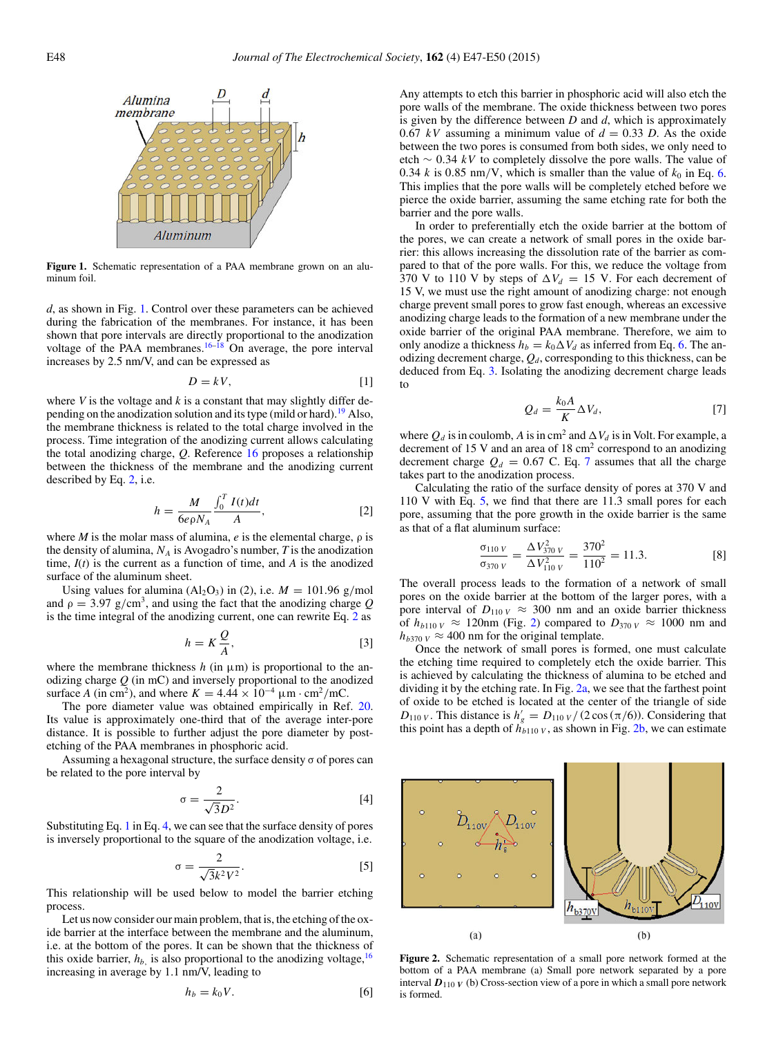Figure 1. Schematic representation of a PAA membrane grown on an aluminum foil.

$d$, as shown in Fig. 1. Control over these parameters can be achieved during the fabrication of the membranes. For instance, it has been shown that pore intervals are directly proportional to the anodization voltage of the PAA membranes.[16–18] On average, the pore interval increases by 2.5 nm/V, and can be expressed as

$$D = kV, \quad [1]$$

where $V$ is the voltage and $k$ is a constant that may slightly differ depending on the anodization solution and its type (mild or hard).[19] Also, the membrane thickness is related to the total charge involved in the process. Time integration of the anodizing current allows calculating the total anodizing charge, $Q$. Reference 16 proposes a relationship between the thickness of the membrane and the anodizing current described by Eq. 2, i.e.

$$h = \frac{M}{6e\rho N_A}\frac{\int_0^T I(t)dt}{A}, \quad [2]$$

where $M$ is the molar mass of alumina, $e$ is the elemental charge, $\rho$ is the density of alumina, $N_A$ is Avogadro's number, $T$ is the anodization time, $I(t)$ is the current as a function of time, and $A$ is the anodized surface of the aluminum sheet.

Using values for alumina ($Al_2O_3$) in (2), i.e. $M = 101.96$ g/mol and $\rho = 3.97$ g/cm$^3$, and using the fact that the anodizing charge $Q$ is the time integral of the anodizing current, one can rewrite Eq. 2 as

$$h = K\frac{Q}{A}, \quad [3]$$

where the membrane thickness $h$ (in μm) is proportional to the anodizing charge $Q$ (in mC) and inversely proportional to the anodized surface $A$ (in cm$^2$), and where $K = 4.44 \times 10^{-4}$ μm · cm$^2$/mC.

The pore diameter value was obtained empirically in Ref. 20. Its value is approximately one-third that of the average inter-pore distance. It is possible to further adjust the pore diameter by post-etching of the PAA membranes in phosphoric acid.

Assuming a hexagonal structure, the surface density σ of pores can be related to the pore interval by

$$\sigma = \frac{2}{\sqrt{3}D^2}. \quad [4]$$

Substituting Eq. 1 in Eq. 4, we can see that the surface density of pores is inversely proportional to the square of the anodization voltage, i.e.

$$\sigma = \frac{2}{\sqrt{3k^2V^2}}. \quad [5]$$

This relationship will be used below to model the barrier etching process.

Let us now consider our main problem, that is, the etching of the oxide barrier at the interface between the membrane and the aluminum, i.e. at the bottom of the pores. It can be shown that the thickness of this oxide barrier, $h_b$, is also proportional to the anodizing voltage,[16] increasing in average by 1.1 nm/V, leading to

$$h_b = k_0 V. \quad [6]$$

Any attempts to etch this barrier in phosphoric acid will also etch the pore walls of the membrane. The oxide thickness between two pores is given by the difference between $D$ and $d$, which is approximately $0.67\ kV$ assuming a minimum value of $d = 0.33\ D$. As the oxide between the two pores is consumed from both sides, we only need to etch $\sim 0.34\ kV$ to completely dissolve the pore walls. The value of $0.34\ k$ is 0.85 nm/V, which is smaller than the value of $k_0$ in Eq. 6. This implies that the pore walls will be completely etched before we pierce the oxide barrier, assuming the same etching rate for both the barrier and the pore walls.

In order to preferentially etch the oxide barrier at the bottom of the pores, we can create a network of small pores in the oxide barrier: this allows increasing the dissolution rate of the barrier as compared to that of the pore walls. For this, we reduce the voltage from 370 V to 110 V by steps of $\Delta V_d = 15$ V. For each decrement of 15 V, we must use the right amount of anodizing charge: not enough charge prevent small pores to grow fast enough, whereas an excessive anodizing charge leads to the formation of a new membrane under the oxide barrier of the original PAA membrane. Therefore, we aim to only anodize a thickness $h_b = k_0 \Delta V_d$ as inferred from Eq. 6. The anodizing decrement charge, $Q_d$, corresponding to this thickness, can be deduced from Eq. 3. Isolating the anodizing decrement charge leads to

$$Q_d = \frac{k_0 A}{K}\Delta V_d, \quad [7]$$

where $Q_d$ is in coulomb, $A$ is in cm$^2$ and $\Delta V_d$ is in Volt. For example, a decrement of 15 V and an area of 18 cm$^2$ correspond to an anodizing decrement charge $Q_d = 0.67$ C. Eq. 7 assumes that all the charge takes part to the anodization process.

Calculating the ratio of the surface density of pores at 370 V and 110 V with Eq. 5, we find that there are 11.3 small pores for each pore, assuming that the pore growth in the oxide barrier is the same as that of a flat aluminum surface:

$$\frac{\sigma_{110\ V}}{\sigma_{370\ V}} = \frac{\Delta V^2_{370\ V}}{\Delta V^2_{110\ V}} = \frac{370^2}{110^2} = 11.3. \quad [8]$$

The overall process leads to the formation of a network of small pores on the oxide barrier at the bottom of the larger pores, with a pore interval of $D_{110\ V} \approx 300$ nm and an oxide barrier thickness of $h_{b110\ V} \approx 120$nm (Fig. 2) compared to $D_{370\ V} \approx 1000$ nm and $h_{b370\ V} \approx 400$ nm for the original template.

Once the network of small pores is formed, one must calculate the etching time required to completely etch the oxide barrier. This is achieved by calculating the thickness of alumina to be etched and dividing it by the etching rate. In Fig. 2a, we see that the farthest point of oxide to be etched is located at the center of the triangle of side $D_{110\ V}$. This distance is $h'_g = D_{110\ V}/(2\cos(\pi/6))$. Considering that this point has a depth of $h_{b110\ V}$, as shown in Fig. 2b, we can estimate

Figure 2. Schematic representation of a small pore network formed at the bottom of a PAA membrane (a) Small pore network separated by a pore interval $D_{110\ V}$ (b) Cross-section view of a pore in which a small pore network is formed.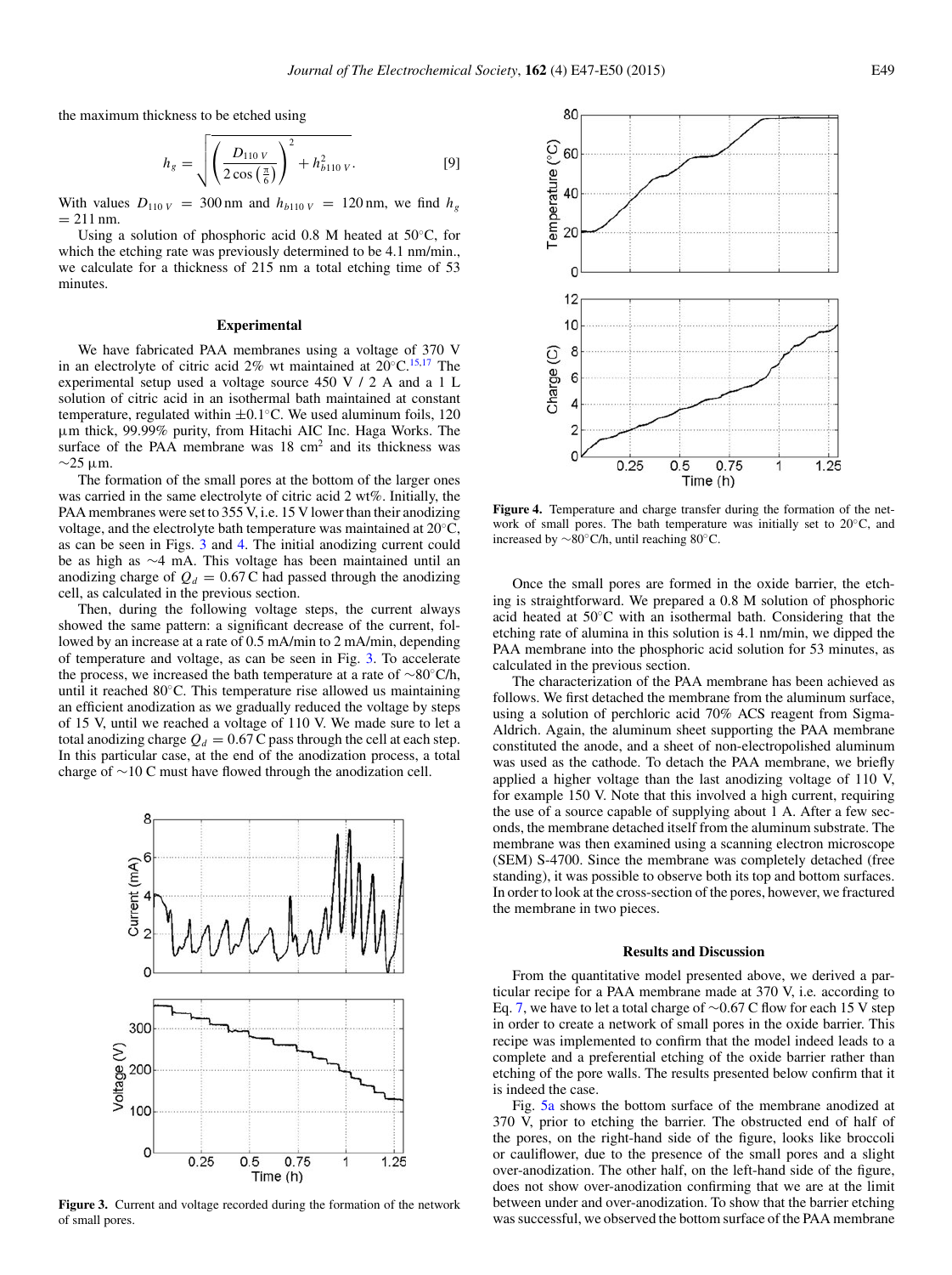the maximum thickness to be etched using

$$h_g = \sqrt{\left(\frac{D_{110\,V}}{2\cos\left(\frac{\pi}{6}\right)}\right)^2 + h_{b110\,V}^2}. \qquad [9]$$

With values $D_{110\,V} = 300\,\text{nm}$ and $h_{b110\,V} = 120\,\text{nm}$, we find $h_g = 211\,\text{nm}$.

Using a solution of phosphoric acid 0.8 M heated at 50°C, for which the etching rate was previously determined to be 4.1 nm/min., we calculate for a thickness of 215 nm a total etching time of 53 minutes.

## Experimental

We have fabricated PAA membranes using a voltage of 370 V in an electrolyte of citric acid 2% wt maintained at 20°C.[15,17] The experimental setup used a voltage source 450 V / 2 A and a 1 L solution of citric acid in an isothermal bath maintained at constant temperature, regulated within ±0.1°C. We used aluminum foils, 120 μm thick, 99.99% purity, from Hitachi AIC Inc. Haga Works. The surface of the PAA membrane was 18 cm² and its thickness was ∼25 μm.

The formation of the small pores at the bottom of the larger ones was carried in the same electrolyte of citric acid 2 wt%. Initially, the PAA membranes were set to 355 V, i.e. 15 V lower than their anodizing voltage, and the electrolyte bath temperature was maintained at 20°C, as can be seen in Figs. 3 and 4. The initial anodizing current could be as high as ∼4 mA. This voltage has been maintained until an anodizing charge of $Q_d = 0.67\,\text{C}$ had passed through the anodizing cell, as calculated in the previous section.

Then, during the following voltage steps, the current always showed the same pattern: a significant decrease of the current, followed by an increase at a rate of 0.5 mA/min to 2 mA/min, depending of temperature and voltage, as can be seen in Fig. 3. To accelerate the process, we increased the bath temperature at a rate of ∼80°C/h, until it reached 80°C. This temperature rise allowed us maintaining an efficient anodization as we gradually reduced the voltage by steps of 15 V, until we reached a voltage of 110 V. We made sure to let a total anodizing charge $Q_d = 0.67\,\text{C}$ pass through the cell at each step. In this particular case, at the end of the anodization process, a total charge of ∼10 C must have flowed through the anodization cell.

**Figure 3.** Current and voltage recorded during the formation of the network of small pores.

**Figure 4.** Temperature and charge transfer during the formation of the network of small pores. The bath temperature was initially set to 20°C, and increased by ∼80°C/h, until reaching 80°C.

Once the small pores are formed in the oxide barrier, the etching is straightforward. We prepared a 0.8 M solution of phosphoric acid heated at 50°C with an isothermal bath. Considering that the etching rate of alumina in this solution is 4.1 nm/min, we dipped the PAA membrane into the phosphoric acid solution for 53 minutes, as calculated in the previous section.

The characterization of the PAA membrane has been achieved as follows. We first detached the membrane from the aluminum surface, using a solution of perchloric acid 70% ACS reagent from Sigma-Aldrich. Again, the aluminum sheet supporting the PAA membrane constituted the anode, and a sheet of non-electropolished aluminum was used as the cathode. To detach the PAA membrane, we briefly applied a higher voltage than the last anodizing voltage of 110 V, for example 150 V. Note that this involved a high current, requiring the use of a source capable of supplying about 1 A. After a few seconds, the membrane detached itself from the aluminum substrate. The membrane was then examined using a scanning electron microscope (SEM) S-4700. Since the membrane was completely detached (free standing), it was possible to observe both its top and bottom surfaces. In order to look at the cross-section of the pores, however, we fractured the membrane in two pieces.

## Results and Discussion

From the quantitative model presented above, we derived a particular recipe for a PAA membrane made at 370 V, i.e. according to Eq. 7, we have to let a total charge of ∼0.67 C flow for each 15 V step in order to create a network of small pores in the oxide barrier. This recipe was implemented to confirm that the model indeed leads to a complete and a preferential etching of the oxide barrier rather than etching of the pore walls. The results presented below confirm that it is indeed the case.

Fig. 5a shows the bottom surface of the membrane anodized at 370 V, prior to etching the barrier. The obstructed end of half of the pores, on the right-hand side of the figure, looks like broccoli or cauliflower, due to the presence of the small pores and a slight over-anodization. The other half, on the left-hand side of the figure, does not show over-anodization confirming that we are at the limit between under and over-anodization. To show that the barrier etching was successful, we observed the bottom surface of the PAA membrane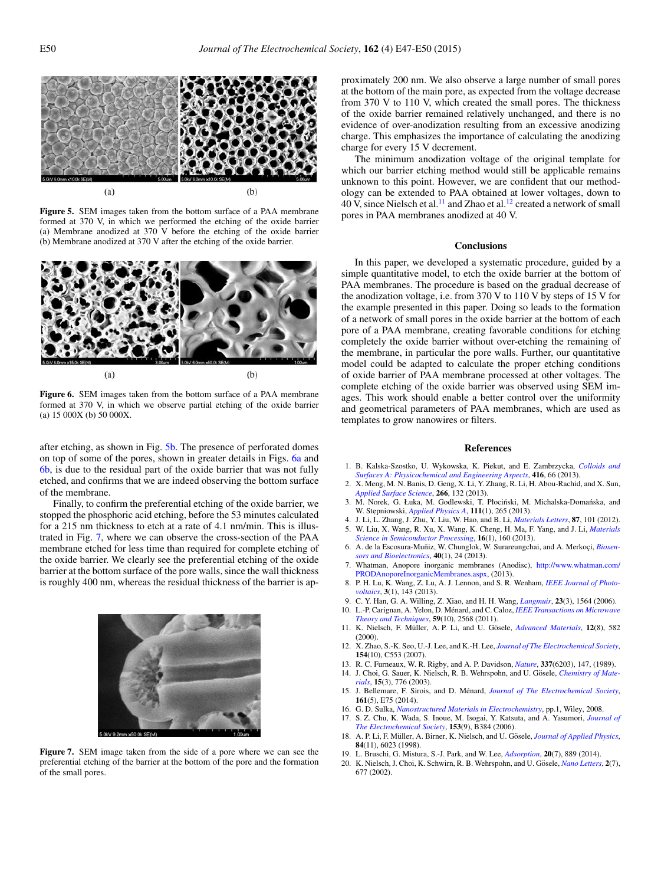(a) (b)

**Figure 5.** SEM images taken from the bottom surface of a PAA membrane formed at 370 V, in which we performed the etching of the oxide barrier (a) Membrane anodized at 370 V before the etching of the oxide barrier (b) Membrane anodized at 370 V after the etching of the oxide barrier.

(a) (b)

**Figure 6.** SEM images taken from the bottom surface of a PAA membrane formed at 370 V, in which we observe partial etching of the oxide barrier (a) 15 000X (b) 50 000X.

after etching, as shown in Fig. 5b. The presence of perforated domes on top of some of the pores, shown in greater details in Figs. 6a and 6b, is due to the residual part of the oxide barrier that was not fully etched, and confirms that we are indeed observing the bottom surface of the membrane.

Finally, to confirm the preferential etching of the oxide barrier, we stopped the phosphoric acid etching, before the 53 minutes calculated for a 215 nm thickness to etch at a rate of 4.1 nm/min. This is illustrated in Fig. 7, where we can observe the cross-section of the PAA membrane etched for less time than required for complete etching of the oxide barrier. We clearly see the preferential etching of the oxide barrier at the bottom surface of the pore walls, since the wall thickness is roughly 400 nm, whereas the residual thickness of the barrier is approximately 200 nm. We also observe a large number of small pores at the bottom of the main pore, as expected from the voltage decrease from 370 V to 110 V, which created the small pores. The thickness of the oxide barrier remained relatively unchanged, and there is no evidence of over-anodization resulting from an excessive anodizing charge. This emphasizes the importance of calculating the anodizing charge for every 15 V decrement.

**Figure 7.** SEM image taken from the side of a pore where we can see the preferential etching of the barrier at the bottom of the pore and the formation of the small pores.

The minimum anodization voltage of the original template for which our barrier etching method would still be applicable remains unknown to this point. However, we are confident that our methodology can be extended to PAA obtained at lower voltages, down to 40 V, since Nielsch et al.[11] and Zhao et al.[12] created a network of small pores in PAA membranes anodized at 40 V.

## Conclusions

In this paper, we developed a systematic procedure, guided by a simple quantitative model, to etch the oxide barrier at the bottom of PAA membranes. The procedure is based on the gradual decrease of the anodization voltage, i.e. from 370 V to 110 V by steps of 15 V for the example presented in this paper. Doing so leads to the formation of a network of small pores in the oxide barrier at the bottom of each pore of a PAA membrane, creating favorable conditions for etching completely the oxide barrier without over-etching the remaining of the membrane, in particular the pore walls. Further, our quantitative model could be adapted to calculate the proper etching conditions of oxide barrier of PAA membrane processed at other voltages. The complete etching of the oxide barrier was observed using SEM images. This work should enable a better control over the uniformity and geometrical parameters of PAA membranes, which are used as templates to grow nanowires or filters.

## References

1. B. Kalska-Szostko, U. Wykowska, K. Piekut, and E. Zambrzycka, *Colloids and Surfaces A: Physicochemical and Engineering Aspects*, **416**, 66 (2013).
2. X. Meng, M. N. Banis, D. Geng, X. Li, Y. Zhang, R. Li, H. Abou-Rachid, and X. Sun, *Applied Surface Science*, **266**, 132 (2013).
3. M. Norek, G. Łuka, M. Godlewski, T. Płociński, M. Michalska-Domańska, and W. Stepniowski, *Applied Physics A*, **111**(1), 265 (2013).
4. J. Li, L. Zhang, J. Zhu, Y. Liu, W. Hao, and B. Li, *Materials Letters*, **87**, 101 (2012).
5. W. Liu, X. Wang, R. Xu, X. Wang, K. Cheng, H. Ma, F. Yang, and J. Li, *Materials Science in Semiconductor Processing*, **16**(1), 160 (2013).
6. A. de la Escosura-Muñiz, W. Chunglok, W. Surareungchai, and A. Merkoçi, *Biosensors and Bioelectronics*, **40**(1), 24 (2013).
7. Whatman, Anopore inorganic membranes (Anodisc), http://www.whatman.com/PRODAnoporeInorganicMembranes.aspx, (2013).
8. P. H. Lu, K. Wang, Z. Lu, A. J. Lennon, and S. R. Wenham, *IEEE Journal of Photovoltaics*, **3**(1), 143 (2013).
9. C. Y. Han, G. A. Willing, Z. Xiao, and H. H. Wang, *Langmuir*, **23**(3), 1564 (2006).
10. L.-P. Carignan, A. Yelon, D. Ménard, and C. Caloz, *IEEE Transactions on Microwave Theory and Techniques*, **59**(10), 2568 (2011).
11. K. Nielsch, F. Müller, A. P. Li, and U. Gösele, *Advanced Materials*, **12**(8), 582 (2000).
12. X. Zhao, S.-K. Seo, U.-J. Lee, and K.-H. Lee, *Journal of The Electrochemical Society*, **154**(10), C553 (2007).
13. R. C. Furneaux, W. R. Rigby, and A. P. Davidson, *Nature*, **337**(6203), 147, (1989).
14. J. Choi, G. Sauer, K. Nielsch, R. B. Wehrspohn, and U. Gösele, *Chemistry of Materials*, **15**(3), 776 (2003).
15. J. Bellemare, F. Sirois, and D. Ménard, *Journal of The Electrochemical Society*, **161**(5), E75 (2014).
16. G. D. Sulka, *Nanostructured Materials in Electrochemistry*, pp.1, Wiley, 2008.
17. S. Z. Chu, K. Wada, S. Inoue, M. Isogai, Y. Katsuta, and A. Yasumori, *Journal of The Electrochemical Society*, **153**(9), B384 (2006).
18. A. P. Li, F. Müller, A. Birner, K. Nielsch, and U. Gösele, *Journal of Applied Physics*, **84**(11), 6023 (1998).
19. L. Bruschi, G. Mistura, S.-J. Park, and W. Lee, *Adsorption*, **20**(7), 889 (2014).
20. K. Nielsch, J. Choi, K. Schwirn, R. B. Wehrspohn, and U. Gösele, *Nano Letters*, **2**(7), 677 (2002).